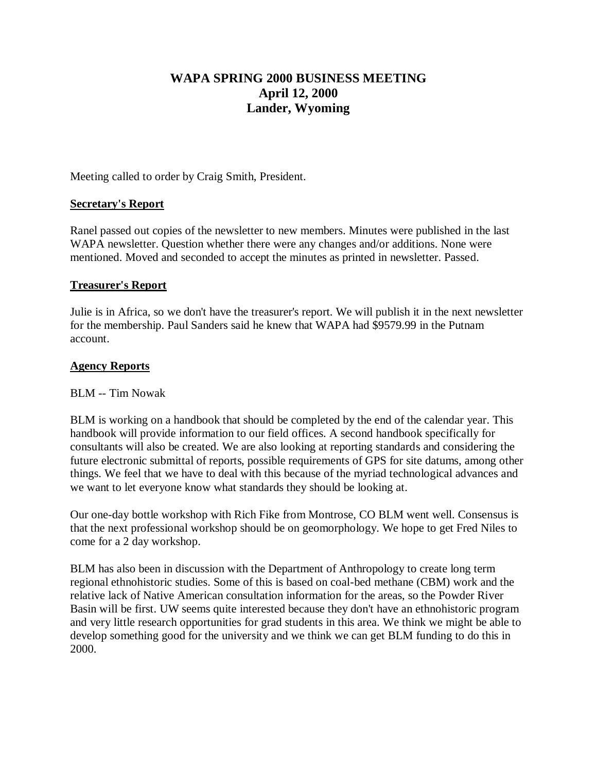# WAPA SPRING 2000 BUSINESS MEETING
# April 12, 2000
# Lander, Wyoming

Meeting called to order by Craig Smith, President.

## Secretary's Report

Ranel passed out copies of the newsletter to new members. Minutes were published in the last WAPA newsletter. Question whether there were any changes and/or additions. None were mentioned. Moved and seconded to accept the minutes as printed in newsletter. Passed.

## Treasurer's Report

Julie is in Africa, so we don't have the treasurer's report. We will publish it in the next newsletter for the membership. Paul Sanders said he knew that WAPA had $9579.99 in the Putnam account.

## Agency Reports

BLM -- Tim Nowak

BLM is working on a handbook that should be completed by the end of the calendar year. This handbook will provide information to our field offices. A second handbook specifically for consultants will also be created. We are also looking at reporting standards and considering the future electronic submittal of reports, possible requirements of GPS for site datums, among other things. We feel that we have to deal with this because of the myriad technological advances and we want to let everyone know what standards they should be looking at.

Our one-day bottle workshop with Rich Fike from Montrose, CO BLM went well. Consensus is that the next professional workshop should be on geomorphology. We hope to get Fred Niles to come for a 2 day workshop.

BLM has also been in discussion with the Department of Anthropology to create long term regional ethnohistoric studies. Some of this is based on coal-bed methane (CBM) work and the relative lack of Native American consultation information for the areas, so the Powder River Basin will be first. UW seems quite interested because they don't have an ethnohistoric program and very little research opportunities for grad students in this area. We think we might be able to develop something good for the university and we think we can get BLM funding to do this in 2000.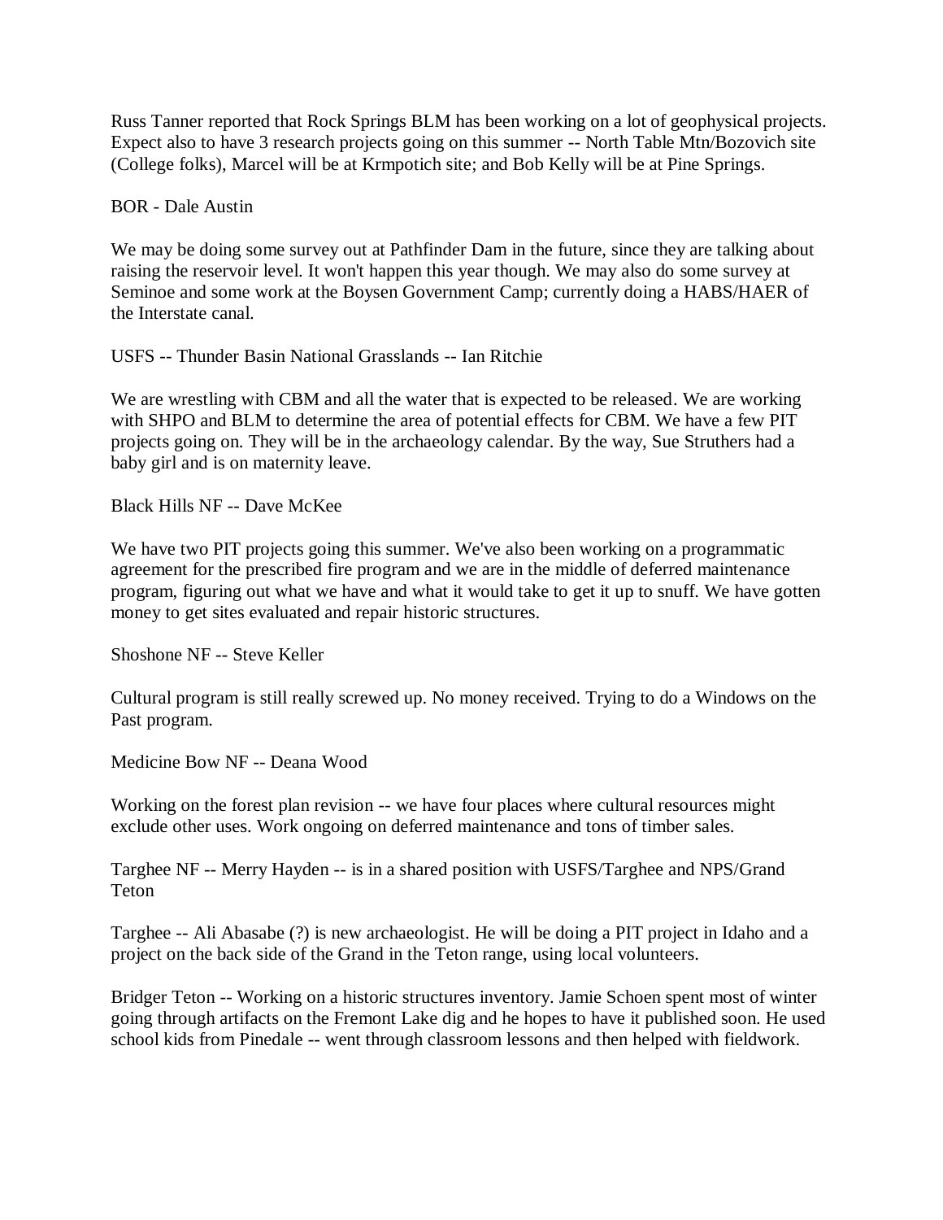Russ Tanner reported that Rock Springs BLM has been working on a lot of geophysical projects. Expect also to have 3 research projects going on this summer -- North Table Mtn/Bozovich site (College folks), Marcel will be at Krmpotich site; and Bob Kelly will be at Pine Springs.

BOR - Dale Austin

We may be doing some survey out at Pathfinder Dam in the future, since they are talking about raising the reservoir level. It won't happen this year though. We may also do some survey at Seminoe and some work at the Boysen Government Camp; currently doing a HABS/HAER of the Interstate canal.

USFS -- Thunder Basin National Grasslands -- Ian Ritchie

We are wrestling with CBM and all the water that is expected to be released. We are working with SHPO and BLM to determine the area of potential effects for CBM. We have a few PIT projects going on. They will be in the archaeology calendar. By the way, Sue Struthers had a baby girl and is on maternity leave.

Black Hills NF -- Dave McKee

We have two PIT projects going this summer. We've also been working on a programmatic agreement for the prescribed fire program and we are in the middle of deferred maintenance program, figuring out what we have and what it would take to get it up to snuff. We have gotten money to get sites evaluated and repair historic structures.

Shoshone NF -- Steve Keller

Cultural program is still really screwed up. No money received. Trying to do a Windows on the Past program.

Medicine Bow NF -- Deana Wood

Working on the forest plan revision -- we have four places where cultural resources might exclude other uses. Work ongoing on deferred maintenance and tons of timber sales.

Targhee NF -- Merry Hayden -- is in a shared position with USFS/Targhee and NPS/Grand Teton

Targhee -- Ali Abasabe (?) is new archaeologist. He will be doing a PIT project in Idaho and a project on the back side of the Grand in the Teton range, using local volunteers.

Bridger Teton -- Working on a historic structures inventory. Jamie Schoen spent most of winter going through artifacts on the Fremont Lake dig and he hopes to have it published soon. He used school kids from Pinedale -- went through classroom lessons and then helped with fieldwork.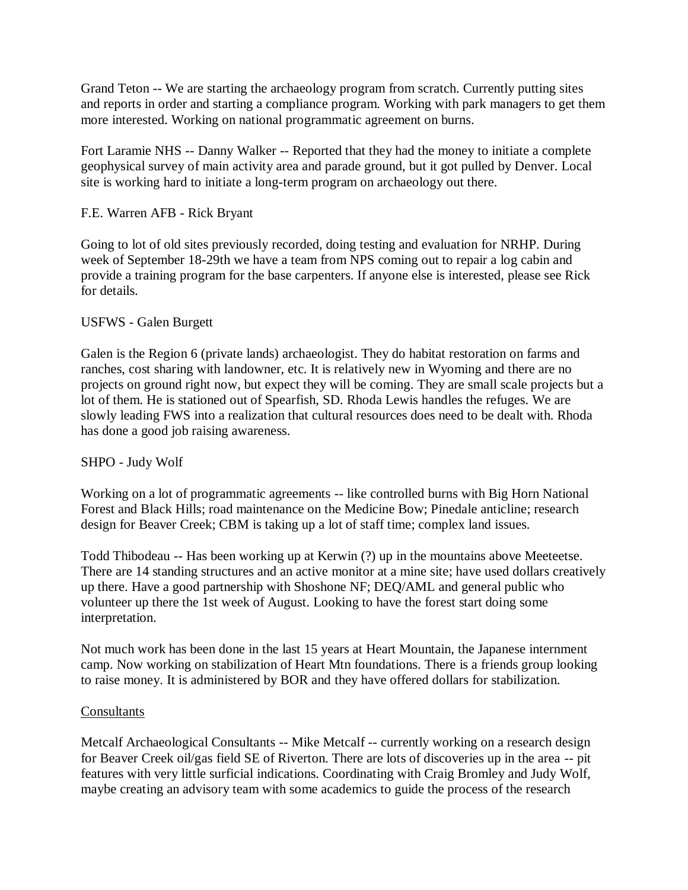Grand Teton -- We are starting the archaeology program from scratch. Currently putting sites and reports in order and starting a compliance program. Working with park managers to get them more interested. Working on national programmatic agreement on burns.

Fort Laramie NHS -- Danny Walker -- Reported that they had the money to initiate a complete geophysical survey of main activity area and parade ground, but it got pulled by Denver. Local site is working hard to initiate a long-term program on archaeology out there.

F.E. Warren AFB - Rick Bryant

Going to lot of old sites previously recorded, doing testing and evaluation for NRHP. During week of September 18-29th we have a team from NPS coming out to repair a log cabin and provide a training program for the base carpenters. If anyone else is interested, please see Rick for details.

USFWS - Galen Burgett

Galen is the Region 6 (private lands) archaeologist. They do habitat restoration on farms and ranches, cost sharing with landowner, etc. It is relatively new in Wyoming and there are no projects on ground right now, but expect they will be coming. They are small scale projects but a lot of them. He is stationed out of Spearfish, SD. Rhoda Lewis handles the refuges. We are slowly leading FWS into a realization that cultural resources does need to be dealt with. Rhoda has done a good job raising awareness.

SHPO - Judy Wolf

Working on a lot of programmatic agreements -- like controlled burns with Big Horn National Forest and Black Hills; road maintenance on the Medicine Bow; Pinedale anticline; research design for Beaver Creek; CBM is taking up a lot of staff time; complex land issues.

Todd Thibodeau -- Has been working up at Kerwin (?) up in the mountains above Meeteetse. There are 14 standing structures and an active monitor at a mine site; have used dollars creatively up there. Have a good partnership with Shoshone NF; DEQ/AML and general public who volunteer up there the 1st week of August. Looking to have the forest start doing some interpretation.

Not much work has been done in the last 15 years at Heart Mountain, the Japanese internment camp. Now working on stabilization of Heart Mtn foundations. There is a friends group looking to raise money. It is administered by BOR and they have offered dollars for stabilization.

<u>Consultants</u>

Metcalf Archaeological Consultants -- Mike Metcalf -- currently working on a research design for Beaver Creek oil/gas field SE of Riverton. There are lots of discoveries up in the area -- pit features with very little surficial indications. Coordinating with Craig Bromley and Judy Wolf, maybe creating an advisory team with some academics to guide the process of the research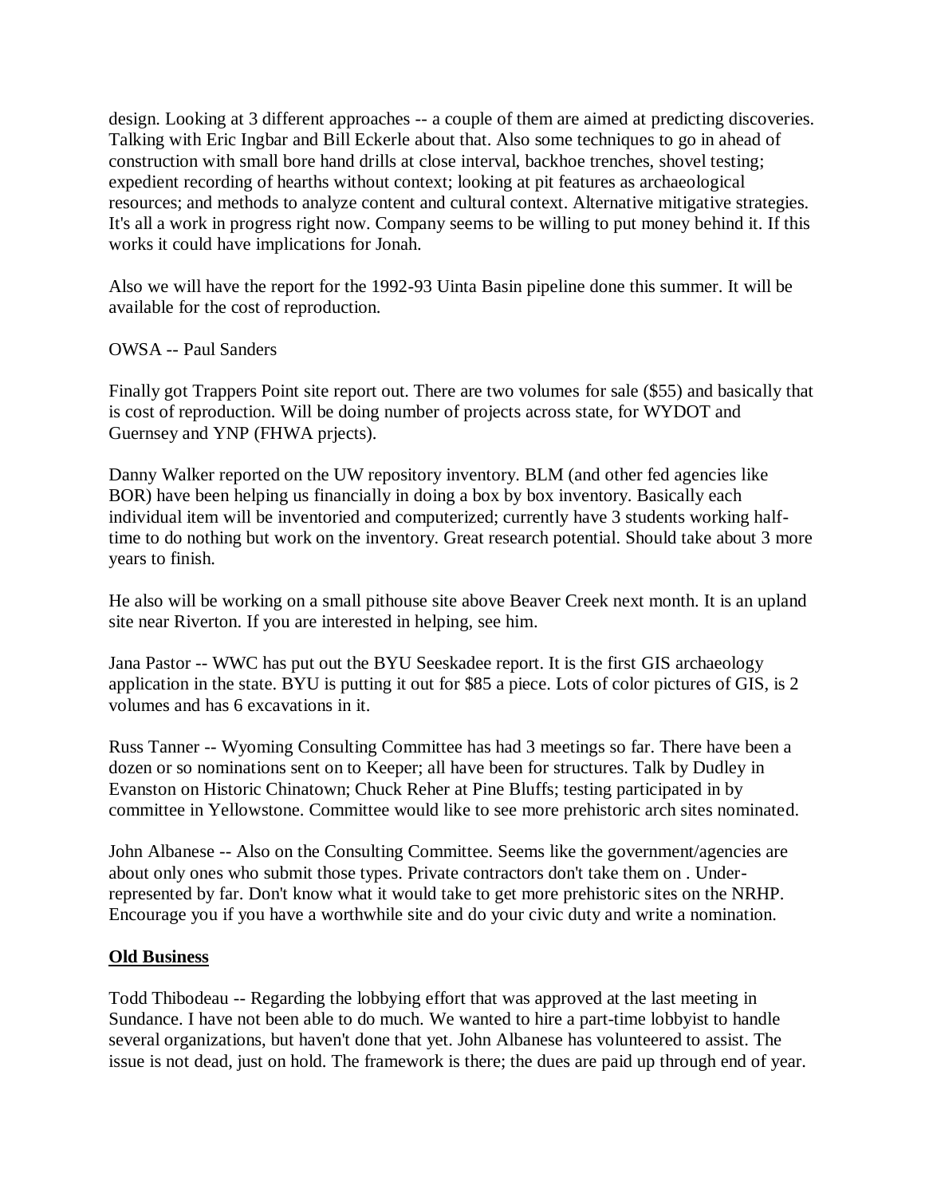design. Looking at 3 different approaches -- a couple of them are aimed at predicting discoveries. Talking with Eric Ingbar and Bill Eckerle about that. Also some techniques to go in ahead of construction with small bore hand drills at close interval, backhoe trenches, shovel testing; expedient recording of hearths without context; looking at pit features as archaeological resources; and methods to analyze content and cultural context. Alternative mitigative strategies. It's all a work in progress right now. Company seems to be willing to put money behind it. If this works it could have implications for Jonah.

Also we will have the report for the 1992-93 Uinta Basin pipeline done this summer. It will be available for the cost of reproduction.

OWSA -- Paul Sanders

Finally got Trappers Point site report out. There are two volumes for sale ($55) and basically that is cost of reproduction. Will be doing number of projects across state, for WYDOT and Guernsey and YNP (FHWA prjects).

Danny Walker reported on the UW repository inventory. BLM (and other fed agencies like BOR) have been helping us financially in doing a box by box inventory. Basically each individual item will be inventoried and computerized; currently have 3 students working half-time to do nothing but work on the inventory. Great research potential. Should take about 3 more years to finish.

He also will be working on a small pithouse site above Beaver Creek next month. It is an upland site near Riverton. If you are interested in helping, see him.

Jana Pastor -- WWC has put out the BYU Seeskadee report. It is the first GIS archaeology application in the state. BYU is putting it out for $85 a piece. Lots of color pictures of GIS, is 2 volumes and has 6 excavations in it.

Russ Tanner -- Wyoming Consulting Committee has had 3 meetings so far. There have been a dozen or so nominations sent on to Keeper; all have been for structures. Talk by Dudley in Evanston on Historic Chinatown; Chuck Reher at Pine Bluffs; testing participated in by committee in Yellowstone. Committee would like to see more prehistoric arch sites nominated.

John Albanese -- Also on the Consulting Committee. Seems like the government/agencies are about only ones who submit those types. Private contractors don't take them on . Under-represented by far. Don't know what it would take to get more prehistoric sites on the NRHP. Encourage you if you have a worthwhile site and do your civic duty and write a nomination.

**Old Business**

Todd Thibodeau -- Regarding the lobbying effort that was approved at the last meeting in Sundance. I have not been able to do much. We wanted to hire a part-time lobbyist to handle several organizations, but haven't done that yet. John Albanese has volunteered to assist. The issue is not dead, just on hold. The framework is there; the dues are paid up through end of year.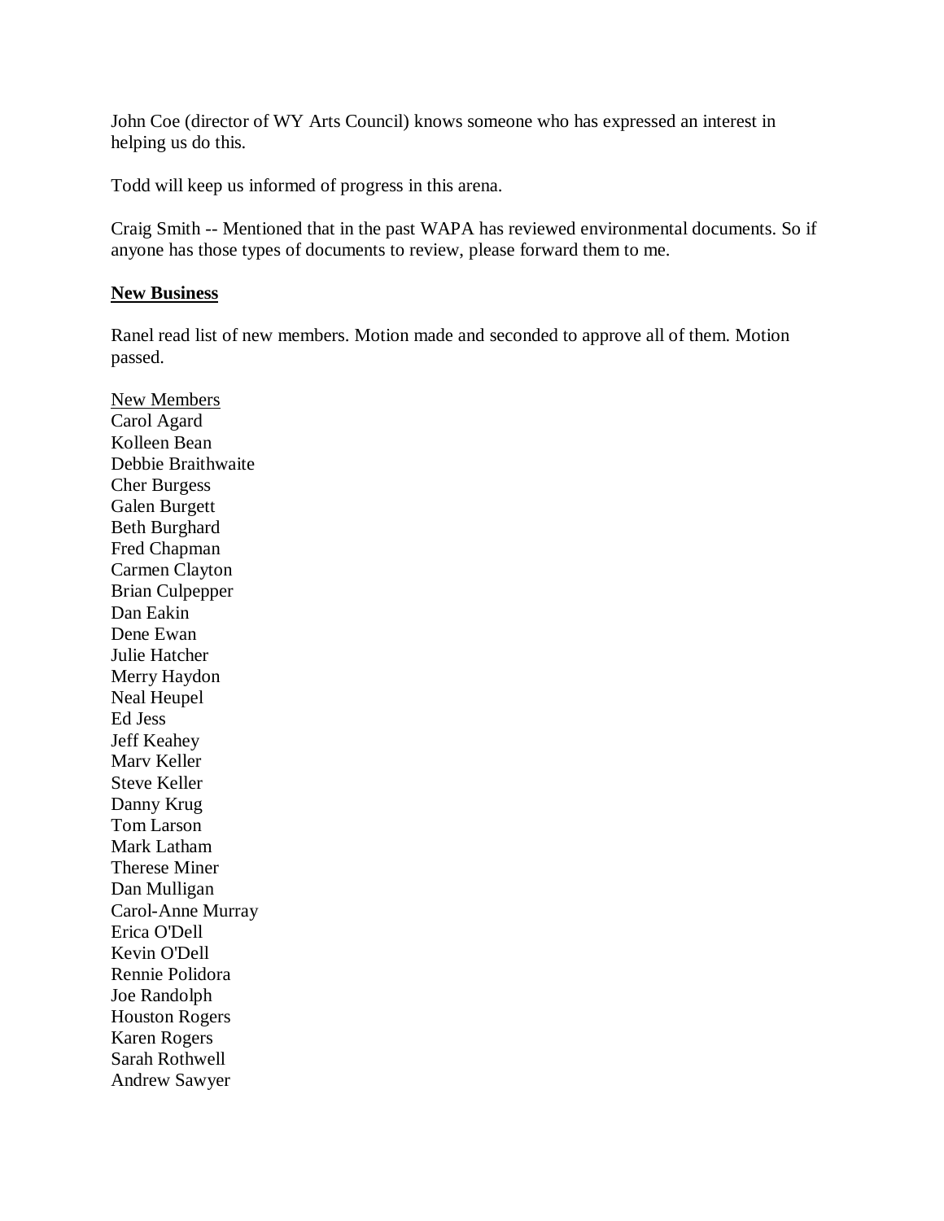John Coe (director of WY Arts Council) knows someone who has expressed an interest in helping us do this.

Todd will keep us informed of progress in this arena.

Craig Smith -- Mentioned that in the past WAPA has reviewed environmental documents. So if anyone has those types of documents to review, please forward them to me.

**New Business**

Ranel read list of new members. Motion made and seconded to approve all of them. Motion passed.

New Members
Carol Agard
Kolleen Bean
Debbie Braithwaite
Cher Burgess
Galen Burgett
Beth Burghard
Fred Chapman
Carmen Clayton
Brian Culpepper
Dan Eakin
Dene Ewan
Julie Hatcher
Merry Haydon
Neal Heupel
Ed Jess
Jeff Keahey
Marv Keller
Steve Keller
Danny Krug
Tom Larson
Mark Latham
Therese Miner
Dan Mulligan
Carol-Anne Murray
Erica O'Dell
Kevin O'Dell
Rennie Polidora
Joe Randolph
Houston Rogers
Karen Rogers
Sarah Rothwell
Andrew Sawyer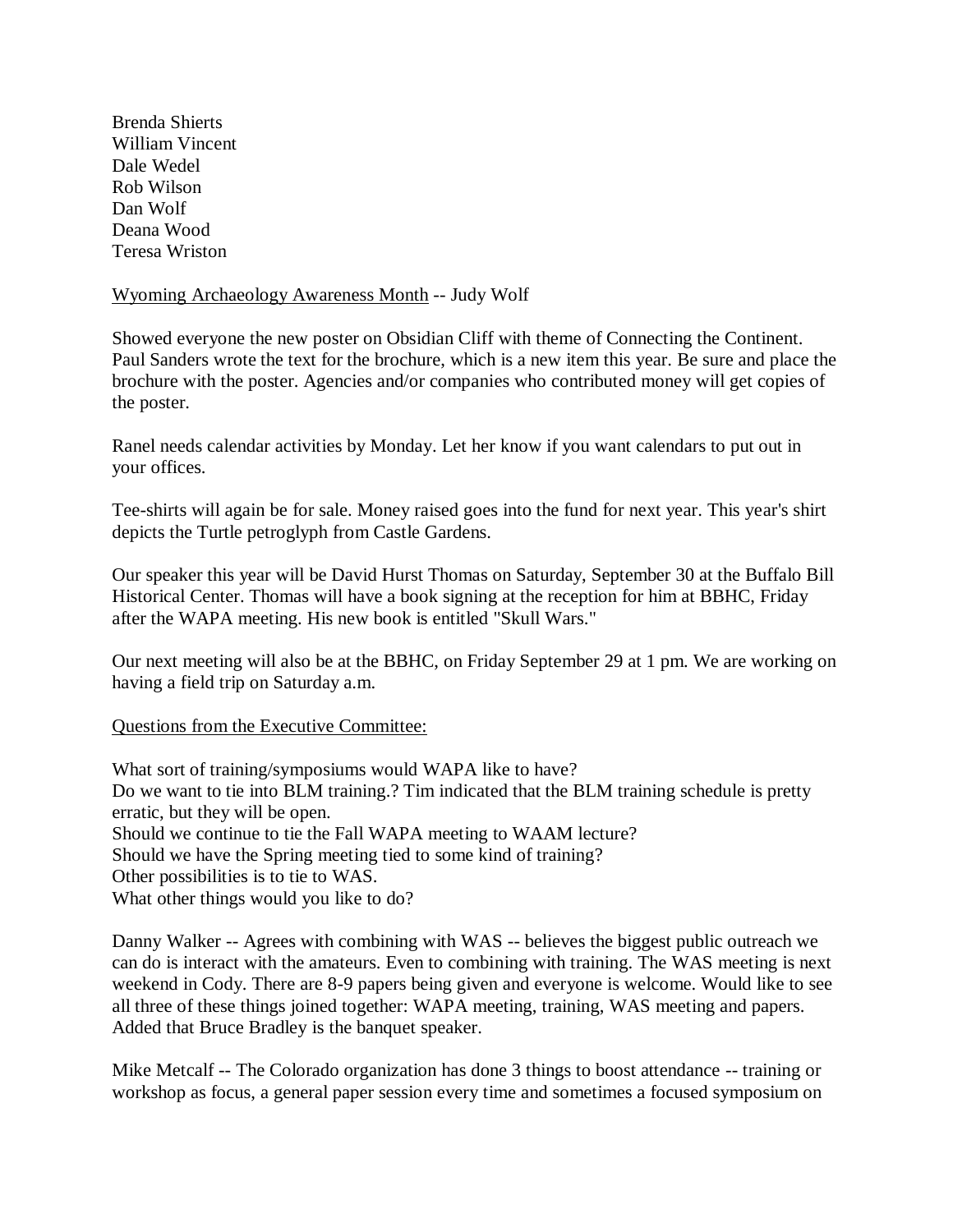Brenda Shierts
William Vincent
Dale Wedel
Rob Wilson
Dan Wolf
Deana Wood
Teresa Wriston

<u>Wyoming Archaeology Awareness Month</u> -- Judy Wolf

Showed everyone the new poster on Obsidian Cliff with theme of Connecting the Continent. Paul Sanders wrote the text for the brochure, which is a new item this year. Be sure and place the brochure with the poster. Agencies and/or companies who contributed money will get copies of the poster.

Ranel needs calendar activities by Monday. Let her know if you want calendars to put out in your offices.

Tee-shirts will again be for sale. Money raised goes into the fund for next year. This year's shirt depicts the Turtle petroglyph from Castle Gardens.

Our speaker this year will be David Hurst Thomas on Saturday, September 30 at the Buffalo Bill Historical Center. Thomas will have a book signing at the reception for him at BBHC, Friday after the WAPA meeting. His new book is entitled "Skull Wars."

Our next meeting will also be at the BBHC, on Friday September 29 at 1 pm. We are working on having a field trip on Saturday a.m.

<u>Questions from the Executive Committee:</u>

What sort of training/symposiums would WAPA like to have?
Do we want to tie into BLM training.? Tim indicated that the BLM training schedule is pretty erratic, but they will be open.
Should we continue to tie the Fall WAPA meeting to WAAM lecture?
Should we have the Spring meeting tied to some kind of training?
Other possibilities is to tie to WAS.
What other things would you like to do?

Danny Walker -- Agrees with combining with WAS -- believes the biggest public outreach we can do is interact with the amateurs. Even to combining with training. The WAS meeting is next weekend in Cody. There are 8-9 papers being given and everyone is welcome. Would like to see all three of these things joined together: WAPA meeting, training, WAS meeting and papers. Added that Bruce Bradley is the banquet speaker.

Mike Metcalf -- The Colorado organization has done 3 things to boost attendance -- training or workshop as focus, a general paper session every time and sometimes a focused symposium on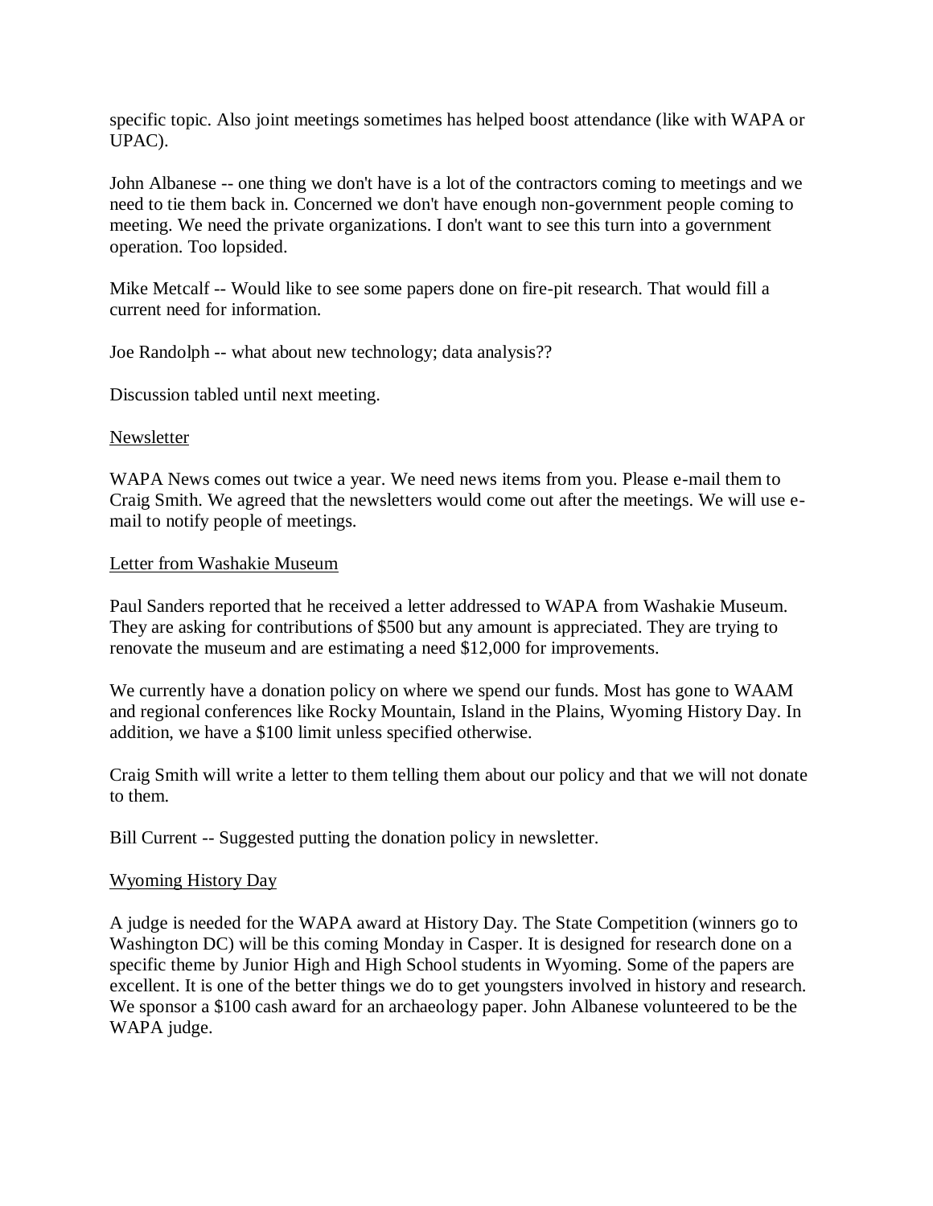specific topic. Also joint meetings sometimes has helped boost attendance (like with WAPA or UPAC).

John Albanese -- one thing we don't have is a lot of the contractors coming to meetings and we need to tie them back in. Concerned we don't have enough non-government people coming to meeting. We need the private organizations. I don't want to see this turn into a government operation. Too lopsided.

Mike Metcalf -- Would like to see some papers done on fire-pit research. That would fill a current need for information.

Joe Randolph -- what about new technology; data analysis??

Discussion tabled until next meeting.

<u>Newsletter</u>

WAPA News comes out twice a year. We need news items from you. Please e-mail them to Craig Smith. We agreed that the newsletters would come out after the meetings. We will use e-mail to notify people of meetings.

<u>Letter from Washakie Museum</u>

Paul Sanders reported that he received a letter addressed to WAPA from Washakie Museum. They are asking for contributions of $500 but any amount is appreciated. They are trying to renovate the museum and are estimating a need $12,000 for improvements.

We currently have a donation policy on where we spend our funds. Most has gone to WAAM and regional conferences like Rocky Mountain, Island in the Plains, Wyoming History Day. In addition, we have a $100 limit unless specified otherwise.

Craig Smith will write a letter to them telling them about our policy and that we will not donate to them.

Bill Current -- Suggested putting the donation policy in newsletter.

<u>Wyoming History Day</u>

A judge is needed for the WAPA award at History Day. The State Competition (winners go to Washington DC) will be this coming Monday in Casper. It is designed for research done on a specific theme by Junior High and High School students in Wyoming. Some of the papers are excellent. It is one of the better things we do to get youngsters involved in history and research. We sponsor a $100 cash award for an archaeology paper. John Albanese volunteered to be the WAPA judge.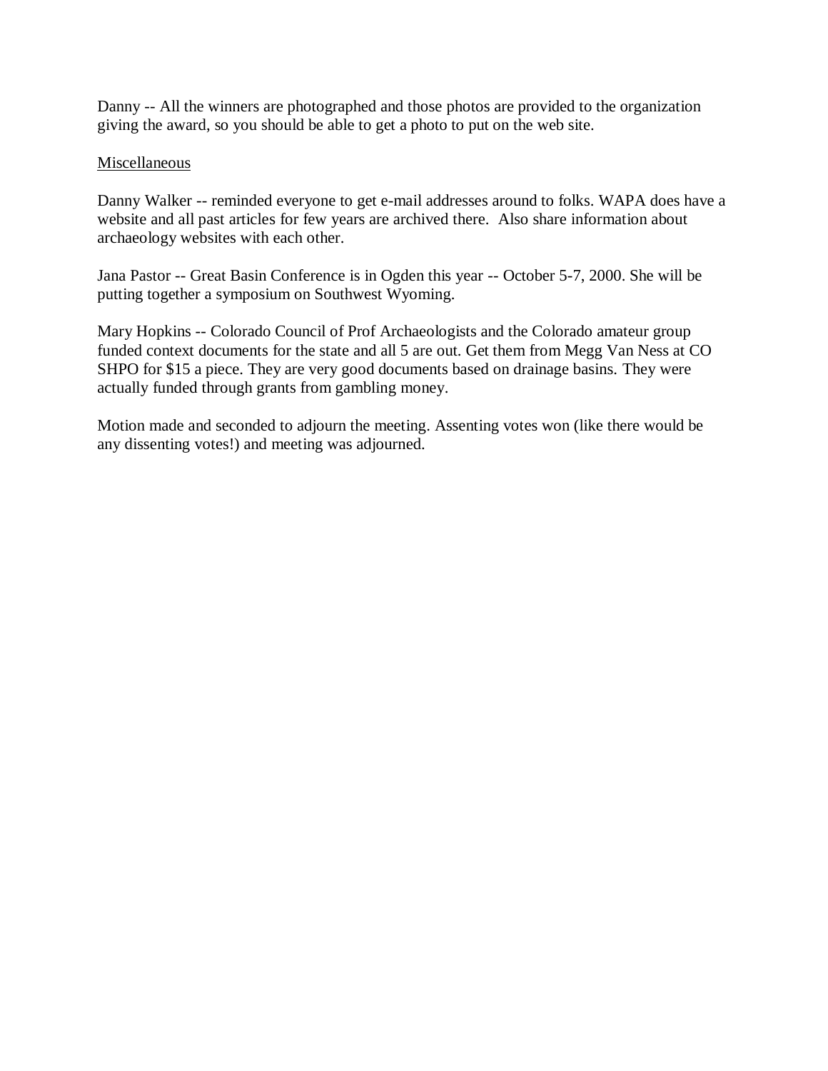Danny -- All the winners are photographed and those photos are provided to the organization giving the award, so you should be able to get a photo to put on the web site.

<u>Miscellaneous</u>

Danny Walker -- reminded everyone to get e-mail addresses around to folks. WAPA does have a website and all past articles for few years are archived there. Also share information about archaeology websites with each other.

Jana Pastor -- Great Basin Conference is in Ogden this year -- October 5-7, 2000. She will be putting together a symposium on Southwest Wyoming.

Mary Hopkins -- Colorado Council of Prof Archaeologists and the Colorado amateur group funded context documents for the state and all 5 are out. Get them from Megg Van Ness at CO SHPO for $15 a piece. They are very good documents based on drainage basins. They were actually funded through grants from gambling money.

Motion made and seconded to adjourn the meeting. Assenting votes won (like there would be any dissenting votes!) and meeting was adjourned.